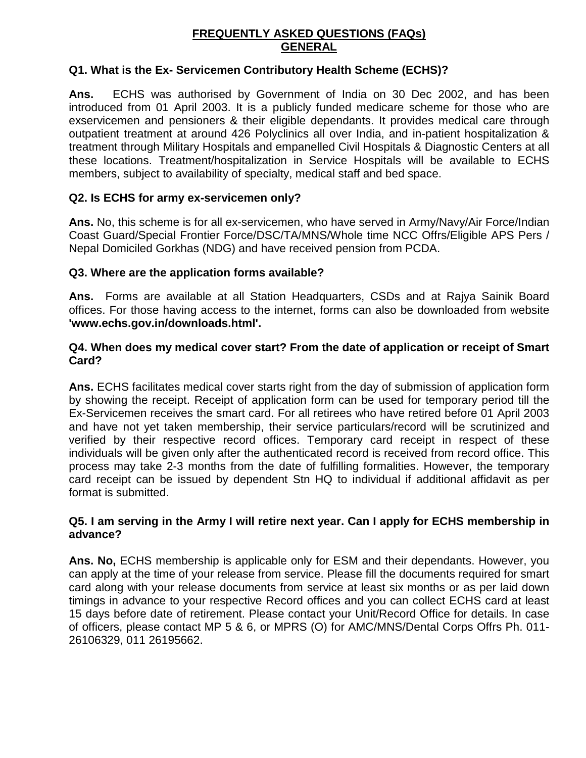# FREQUENTLY ASKED QUESTIONS (FAQs)
## GENERAL

**Q1. What is the Ex- Servicemen Contributory Health Scheme (ECHS)?**

**Ans.** ECHS was authorised by Government of India on 30 Dec 2002, and has been introduced from 01 April 2003. It is a publicly funded medicare scheme for those who are exservicemen and pensioners & their eligible dependants. It provides medical care through outpatient treatment at around 426 Polyclinics all over India, and in-patient hospitalization & treatment through Military Hospitals and empanelled Civil Hospitals & Diagnostic Centers at all these locations. Treatment/hospitalization in Service Hospitals will be available to ECHS members, subject to availability of specialty, medical staff and bed space.

**Q2. Is ECHS for army ex-servicemen only?**

**Ans.** No, this scheme is for all ex-servicemen, who have served in Army/Navy/Air Force/Indian Coast Guard/Special Frontier Force/DSC/TA/MNS/Whole time NCC Offrs/Eligible APS Pers / Nepal Domiciled Gorkhas (NDG) and have received pension from PCDA.

**Q3. Where are the application forms available?**

**Ans.** Forms are available at all Station Headquarters, CSDs and at Rajya Sainik Board offices. For those having access to the internet, forms can also be downloaded from website **'www.echs.gov.in/downloads.html'.**

**Q4. When does my medical cover start? From the date of application or receipt of Smart Card?**

**Ans.** ECHS facilitates medical cover starts right from the day of submission of application form by showing the receipt. Receipt of application form can be used for temporary period till the Ex-Servicemen receives the smart card. For all retirees who have retired before 01 April 2003 and have not yet taken membership, their service particulars/record will be scrutinized and verified by their respective record offices. Temporary card receipt in respect of these individuals will be given only after the authenticated record is received from record office. This process may take 2-3 months from the date of fulfilling formalities. However, the temporary card receipt can be issued by dependent Stn HQ to individual if additional affidavit as per format is submitted.

**Q5. I am serving in the Army I will retire next year. Can I apply for ECHS membership in advance?**

**Ans. No,** ECHS membership is applicable only for ESM and their dependants. However, you can apply at the time of your release from service. Please fill the documents required for smart card along with your release documents from service at least six months or as per laid down timings in advance to your respective Record offices and you can collect ECHS card at least 15 days before date of retirement. Please contact your Unit/Record Office for details. In case of officers, please contact MP 5 & 6, or MPRS (O) for AMC/MNS/Dental Corps Offrs Ph. 011-26106329, 011 26195662.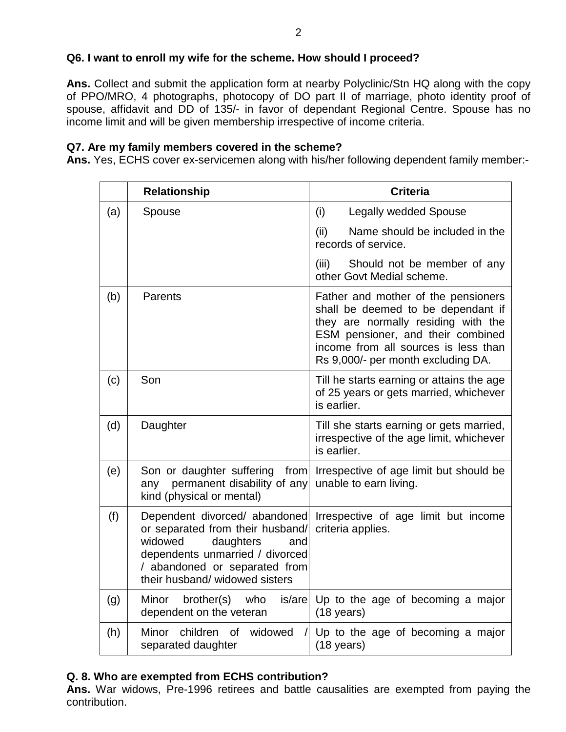**Q6. I want to enroll my wife for the scheme. How should I proceed?**

**Ans.** Collect and submit the application form at nearby Polyclinic/Stn HQ along with the copy of PPO/MRO, 4 photographs, photocopy of DO part II of marriage, photo identity proof of spouse, affidavit and DD of 135/- in favor of dependant Regional Centre. Spouse has no income limit and will be given membership irrespective of income criteria.

**Q7. Are my family members covered in the scheme?**

**Ans.** Yes, ECHS cover ex-servicemen along with his/her following dependent family member:-

| | Relationship | Criteria |
|---|---|---|
| (a) | Spouse | (i) Legally wedded Spouse<br>(ii) Name should be included in the records of service.<br>(iii) Should not be member of any other Govt Medial scheme. |
| (b) | Parents | Father and mother of the pensioners shall be deemed to be dependant if they are normally residing with the ESM pensioner, and their combined income from all sources is less than Rs 9,000/- per month excluding DA. |
| (c) | Son | Till he starts earning or attains the age of 25 years or gets married, whichever is earlier. |
| (d) | Daughter | Till she starts earning or gets married, irrespective of the age limit, whichever is earlier. |
| (e) | Son or daughter suffering from any permanent disability of any kind (physical or mental) | Irrespective of age limit but should be unable to earn living. |
| (f) | Dependent divorced/ abandoned or separated from their husband/ widowed daughters and dependents unmarried / divorced / abandoned or separated from their husband/ widowed sisters | Irrespective of age limit but income criteria applies. |
| (g) | Minor brother(s) who is/are dependent on the veteran | Up to the age of becoming a major (18 years) |
| (h) | Minor children of widowed / separated daughter | Up to the age of becoming a major (18 years) |

**Q. 8. Who are exempted from ECHS contribution?**

**Ans.** War widows, Pre-1996 retirees and battle causalities are exempted from paying the contribution.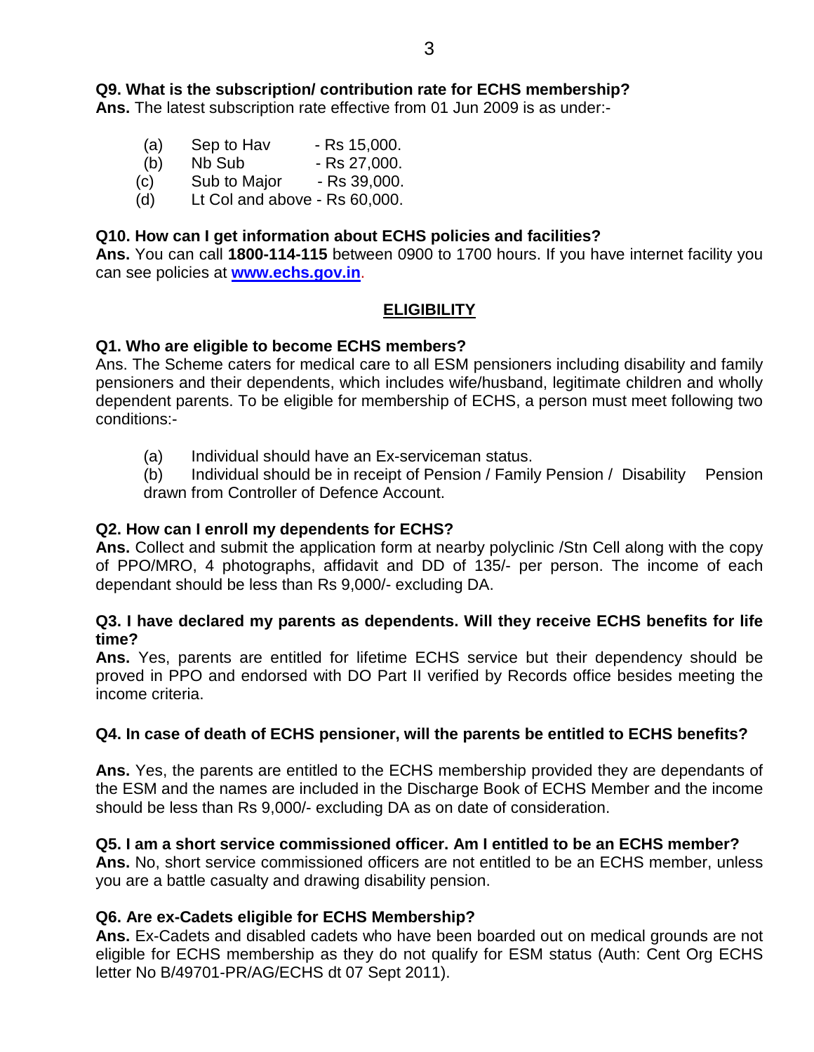**Q9. What is the subscription/ contribution rate for ECHS membership?**
**Ans.** The latest subscription rate effective from 01 Jun 2009 is as under:-

(a) Sep to Hav - Rs 15,000.
(b) Nb Sub - Rs 27,000.
(c) Sub to Major - Rs 39,000.
(d) Lt Col and above - Rs 60,000.

**Q10. How can I get information about ECHS policies and facilities?**
**Ans.** You can call **1800-114-115** between 0900 to 1700 hours. If you have internet facility you can see policies at **www.echs.gov.in**.

## ELIGIBILITY

**Q1. Who are eligible to become ECHS members?**
Ans. The Scheme caters for medical care to all ESM pensioners including disability and family pensioners and their dependents, which includes wife/husband, legitimate children and wholly dependent parents. To be eligible for membership of ECHS, a person must meet following two conditions:-

(a) Individual should have an Ex-serviceman status.
(b) Individual should be in receipt of Pension / Family Pension / Disability Pension drawn from Controller of Defence Account.

**Q2. How can I enroll my dependents for ECHS?**
**Ans.** Collect and submit the application form at nearby polyclinic /Stn Cell along with the copy of PPO/MRO, 4 photographs, affidavit and DD of 135/- per person. The income of each dependant should be less than Rs 9,000/- excluding DA.

**Q3. I have declared my parents as dependents. Will they receive ECHS benefits for life time?**
**Ans.** Yes, parents are entitled for lifetime ECHS service but their dependency should be proved in PPO and endorsed with DO Part II verified by Records office besides meeting the income criteria.

**Q4. In case of death of ECHS pensioner, will the parents be entitled to ECHS benefits?**

**Ans.** Yes, the parents are entitled to the ECHS membership provided they are dependants of the ESM and the names are included in the Discharge Book of ECHS Member and the income should be less than Rs 9,000/- excluding DA as on date of consideration.

**Q5. I am a short service commissioned officer. Am I entitled to be an ECHS member?**
**Ans.** No, short service commissioned officers are not entitled to be an ECHS member, unless you are a battle casualty and drawing disability pension.

**Q6. Are ex-Cadets eligible for ECHS Membership?**
**Ans.** Ex-Cadets and disabled cadets who have been boarded out on medical grounds are not eligible for ECHS membership as they do not qualify for ESM status (Auth: Cent Org ECHS letter No B/49701-PR/AG/ECHS dt 07 Sept 2011).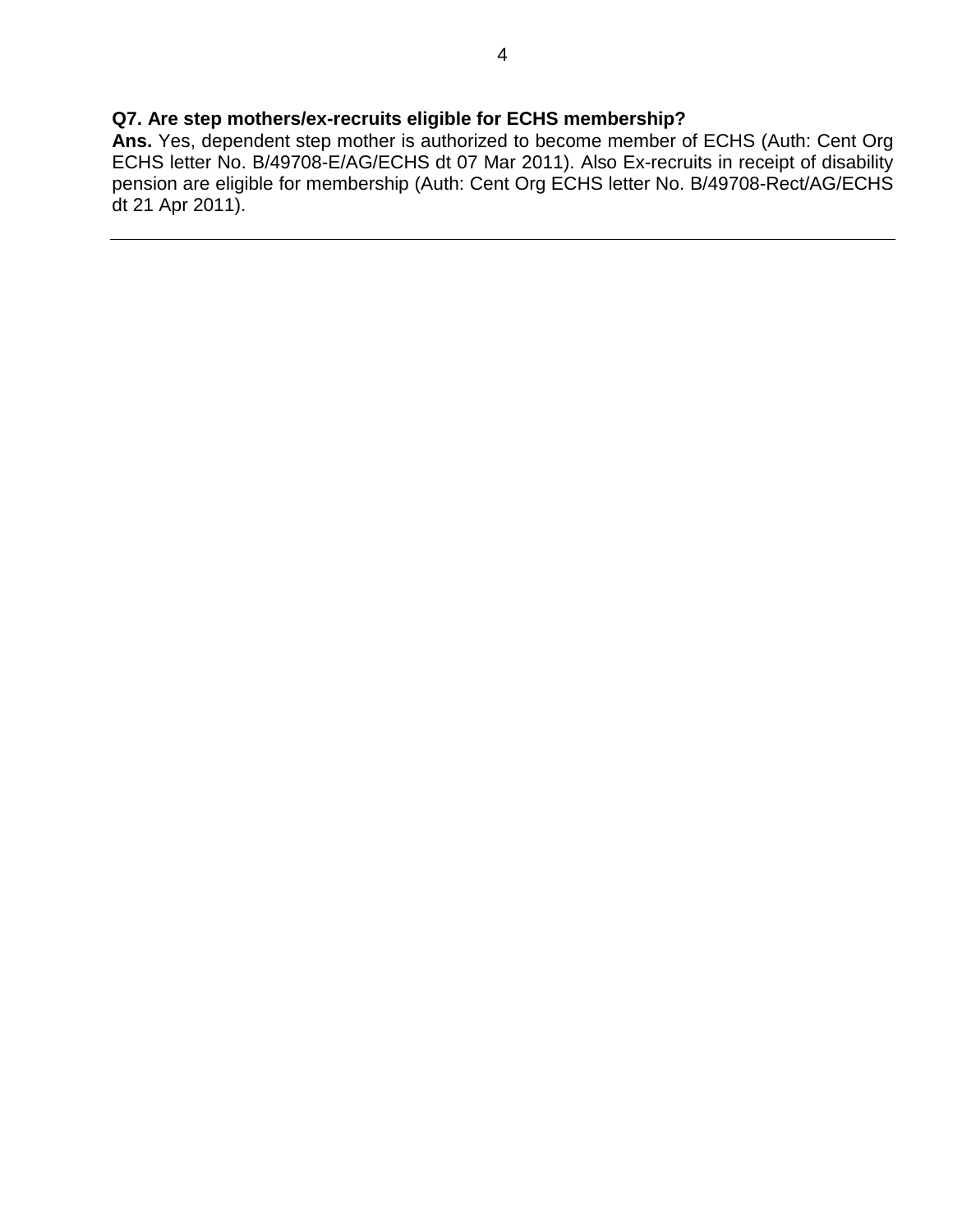**Q7. Are step mothers/ex-recruits eligible for ECHS membership?**

**Ans.** Yes, dependent step mother is authorized to become member of ECHS (Auth: Cent Org ECHS letter No. B/49708-E/AG/ECHS dt 07 Mar 2011). Also Ex-recruits in receipt of disability pension are eligible for membership (Auth: Cent Org ECHS letter No. B/49708-Rect/AG/ECHS dt 21 Apr 2011).

---